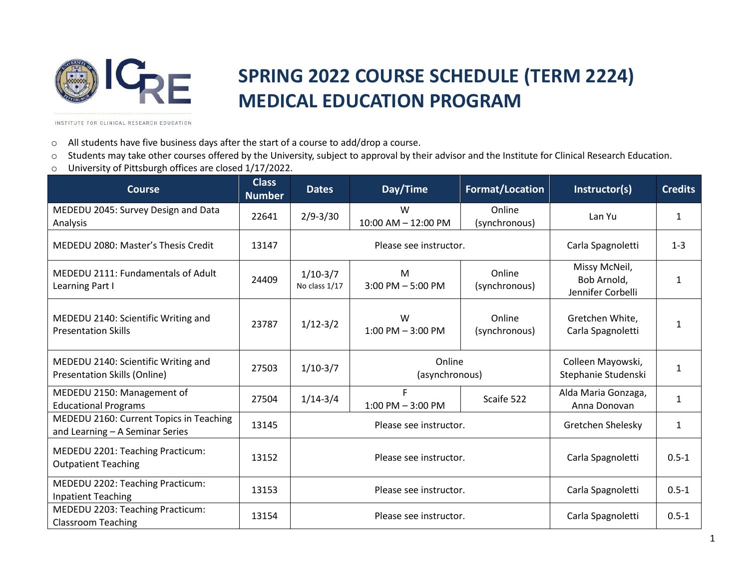# SPRING 2022 COURSE SCHEDULE (TERM 2224) MEDICAL EDUCATION PROGRAM

INSTITUTE FOR CLINICAL RESEARCH EDUCATION

- All students have five business days after the start of a course to add/drop a course.
- Students may take other courses offered by the University, subject to approval by their advisor and the Institute for Clinical Research Education.
- University of Pittsburgh offices are closed 1/17/2022.

| Course | Class Number | Dates | Day/Time | Format/Location | Instructor(s) | Credits |
|---|---|---|---|---|---|---|
| MEDEDU 2045: Survey Design and Data Analysis | 22641 | 2/9-3/30 | W 10:00 AM – 12:00 PM | Online (synchronous) | Lan Yu | 1 |
| MEDEDU 2080: Master's Thesis Credit | 13147 | Please see instructor. | | | Carla Spagnoletti | 1-3 |
| MEDEDU 2111: Fundamentals of Adult Learning Part I | 24409 | 1/10-3/7 No class 1/17 | M 3:00 PM – 5:00 PM | Online (synchronous) | Missy McNeil, Bob Arnold, Jennifer Corbelli | 1 |
| MEDEDU 2140: Scientific Writing and Presentation Skills | 23787 | 1/12-3/2 | W 1:00 PM – 3:00 PM | Online (synchronous) | Gretchen White, Carla Spagnoletti | 1 |
| MEDEDU 2140: Scientific Writing and Presentation Skills (Online) | 27503 | 1/10-3/7 | Online (asynchronous) | | Colleen Mayowski, Stephanie Studenski | 1 |
| MEDEDU 2150: Management of Educational Programs | 27504 | 1/14-3/4 | F 1:00 PM – 3:00 PM | Scaife 522 | Alda Maria Gonzaga, Anna Donovan | 1 |
| MEDEDU 2160: Current Topics in Teaching and Learning – A Seminar Series | 13145 | Please see instructor. | | | Gretchen Shelesky | 1 |
| MEDEDU 2201: Teaching Practicum: Outpatient Teaching | 13152 | Please see instructor. | | | Carla Spagnoletti | 0.5-1 |
| MEDEDU 2202: Teaching Practicum: Inpatient Teaching | 13153 | Please see instructor. | | | Carla Spagnoletti | 0.5-1 |
| MEDEDU 2203: Teaching Practicum: Classroom Teaching | 13154 | Please see instructor. | | | Carla Spagnoletti | 0.5-1 |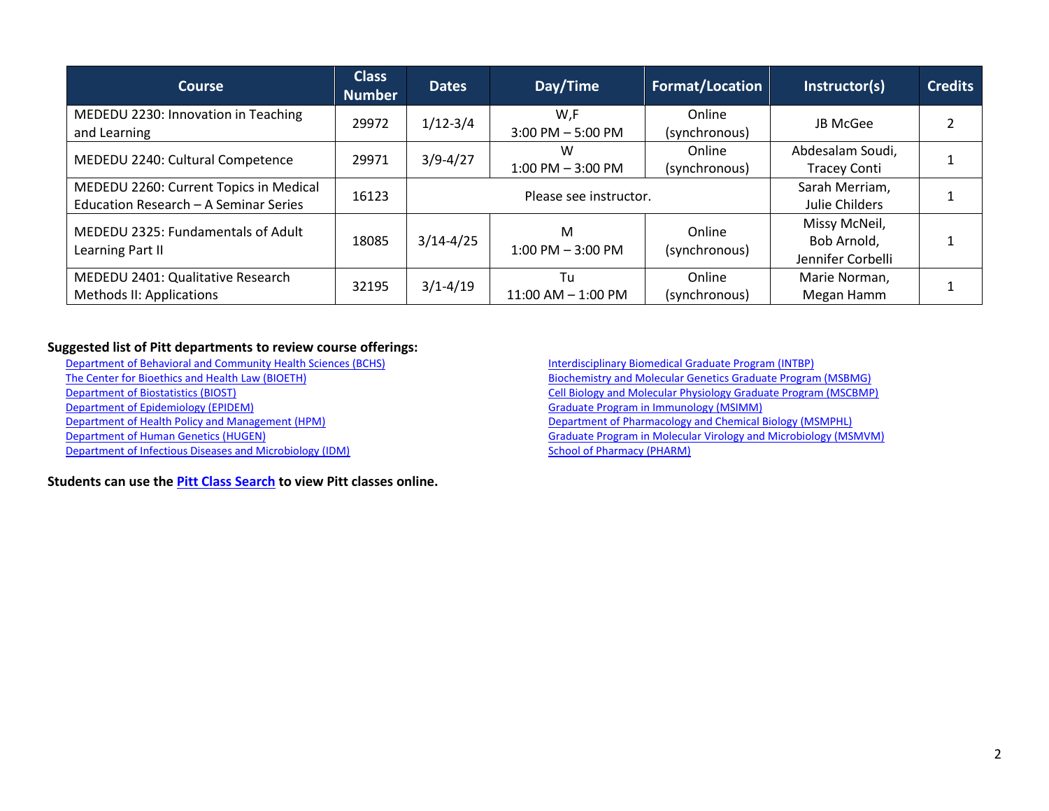| Course | Class Number | Dates | Day/Time | Format/Location | Instructor(s) | Credits |
|---|---|---|---|---|---|---|
| MEDEDU 2230: Innovation in Teaching and Learning | 29972 | 1/12-3/4 | W,F 3:00 PM – 5:00 PM | Online (synchronous) | JB McGee | 2 |
| MEDEDU 2240: Cultural Competence | 29971 | 3/9-4/27 | W 1:00 PM – 3:00 PM | Online (synchronous) | Abdesalam Soudi, Tracey Conti | 1 |
| MEDEDU 2260: Current Topics in Medical Education Research – A Seminar Series | 16123 | Please see instructor. | | | Sarah Merriam, Julie Childers | 1 |
| MEDEDU 2325: Fundamentals of Adult Learning Part II | 18085 | 3/14-4/25 | M 1:00 PM – 3:00 PM | Online (synchronous) | Missy McNeil, Bob Arnold, Jennifer Corbelli | 1 |
| MEDEDU 2401: Qualitative Research Methods II: Applications | 32195 | 3/1-4/19 | Tu 11:00 AM – 1:00 PM | Online (synchronous) | Marie Norman, Megan Hamm | 1 |

**Suggested list of Pitt departments to review course offerings:**

- Department of Behavioral and Community Health Sciences (BCHS)
- The Center for Bioethics and Health Law (BIOETH)
- Department of Biostatistics (BIOST)
- Department of Epidemiology (EPIDEM)
- Department of Health Policy and Management (HPM)
- Department of Human Genetics (HUGEN)
- Department of Infectious Diseases and Microbiology (IDM)
- Interdisciplinary Biomedical Graduate Program (INTBP)
- Biochemistry and Molecular Genetics Graduate Program (MSBMG)
- Cell Biology and Molecular Physiology Graduate Program (MSCBMP)
- Graduate Program in Immunology (MSIMM)
- Department of Pharmacology and Chemical Biology (MSMPHL)
- Graduate Program in Molecular Virology and Microbiology (MSMVM)
- School of Pharmacy (PHARM)

**Students can use the Pitt Class Search to view Pitt classes online.**